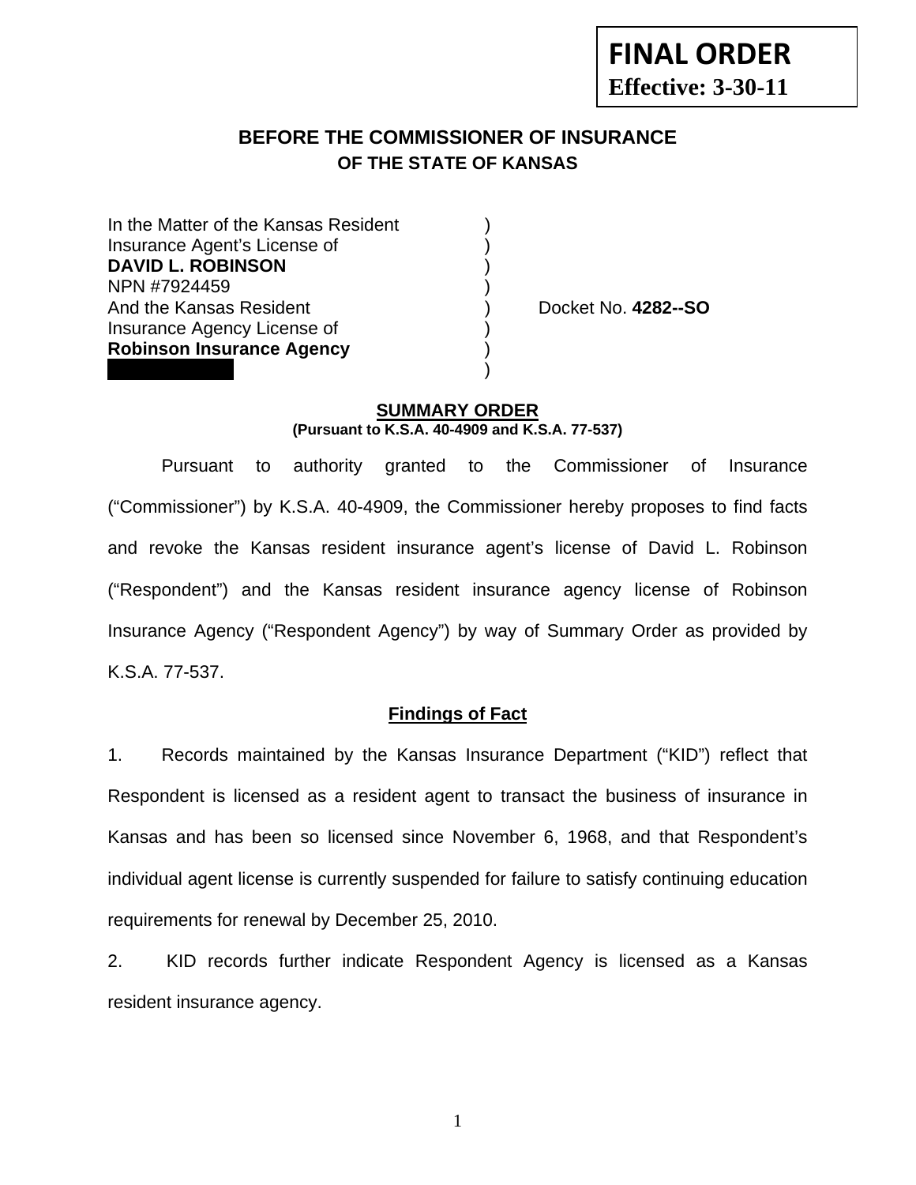**FINAL ORDER**
**Effective: 3-30-11**

# BEFORE THE COMMISSIONER OF INSURANCE
## OF THE STATE OF KANSAS

| | | |
|---|---|---|
| In the Matter of the Kansas Resident | ) | |
| Insurance Agent's License of | ) | |
| **DAVID L. ROBINSON** | ) | |
| NPN #7924459 | ) | |
| And the Kansas Resident | ) | Docket No. **4282--SO** |
| Insurance Agency License of | ) | |
| **Robinson Insurance Agency** | ) | |
| | ) | |

**SUMMARY ORDER**
**(Pursuant to K.S.A. 40-4909 and K.S.A. 77-537)**

Pursuant to authority granted to the Commissioner of Insurance ("Commissioner") by K.S.A. 40-4909, the Commissioner hereby proposes to find facts and revoke the Kansas resident insurance agent's license of David L. Robinson ("Respondent") and the Kansas resident insurance agency license of Robinson Insurance Agency ("Respondent Agency") by way of Summary Order as provided by K.S.A. 77-537.

**Findings of Fact**

1. Records maintained by the Kansas Insurance Department ("KID") reflect that Respondent is licensed as a resident agent to transact the business of insurance in Kansas and has been so licensed since November 6, 1968, and that Respondent's individual agent license is currently suspended for failure to satisfy continuing education requirements for renewal by December 25, 2010.

2. KID records further indicate Respondent Agency is licensed as a Kansas resident insurance agency.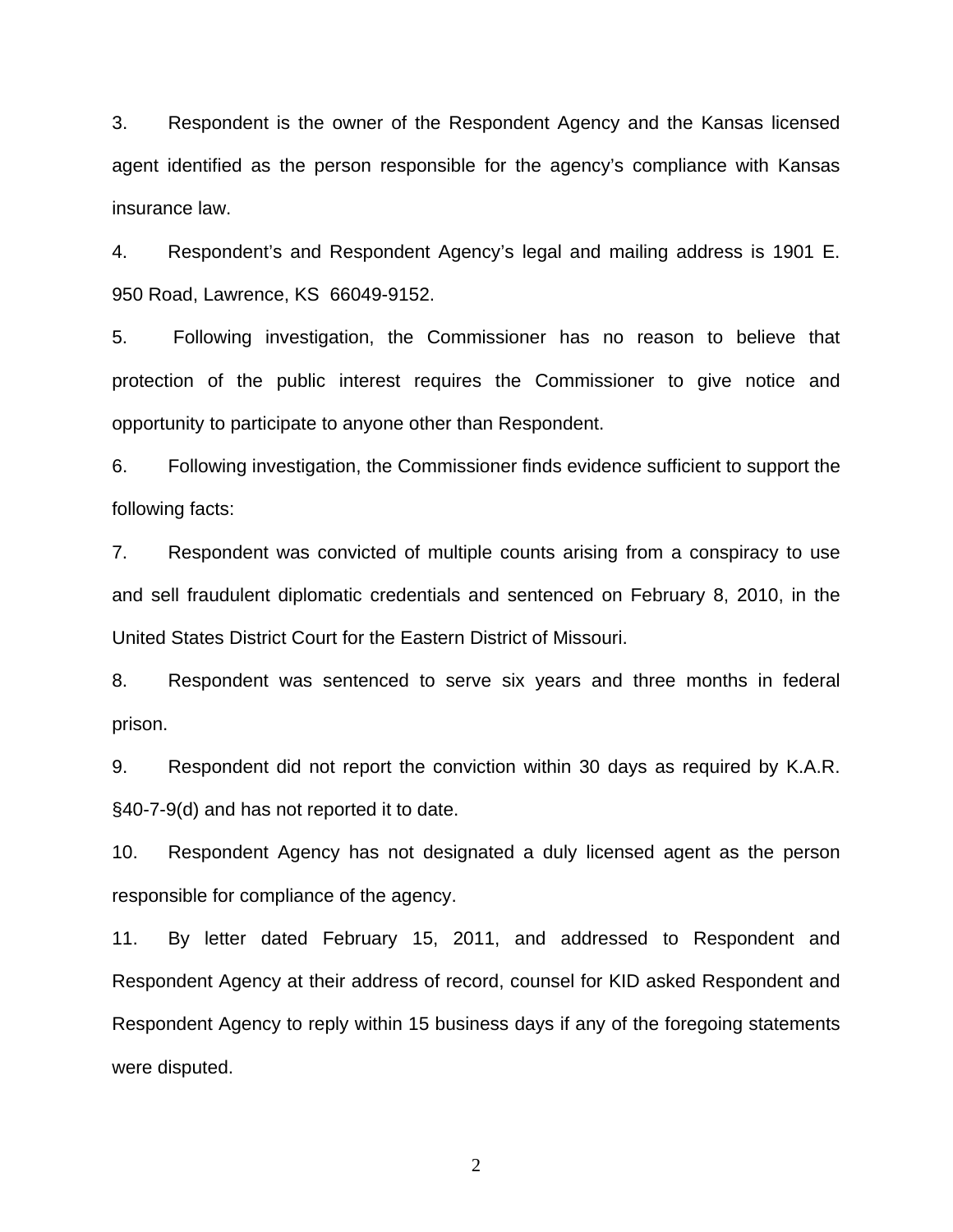3. Respondent is the owner of the Respondent Agency and the Kansas licensed agent identified as the person responsible for the agency's compliance with Kansas insurance law.

4. Respondent's and Respondent Agency's legal and mailing address is 1901 E. 950 Road, Lawrence, KS 66049-9152.

5. Following investigation, the Commissioner has no reason to believe that protection of the public interest requires the Commissioner to give notice and opportunity to participate to anyone other than Respondent.

6. Following investigation, the Commissioner finds evidence sufficient to support the following facts:

7. Respondent was convicted of multiple counts arising from a conspiracy to use and sell fraudulent diplomatic credentials and sentenced on February 8, 2010, in the United States District Court for the Eastern District of Missouri.

8. Respondent was sentenced to serve six years and three months in federal prison.

9. Respondent did not report the conviction within 30 days as required by K.A.R. §40-7-9(d) and has not reported it to date.

10. Respondent Agency has not designated a duly licensed agent as the person responsible for compliance of the agency.

11. By letter dated February 15, 2011, and addressed to Respondent and Respondent Agency at their address of record, counsel for KID asked Respondent and Respondent Agency to reply within 15 business days if any of the foregoing statements were disputed.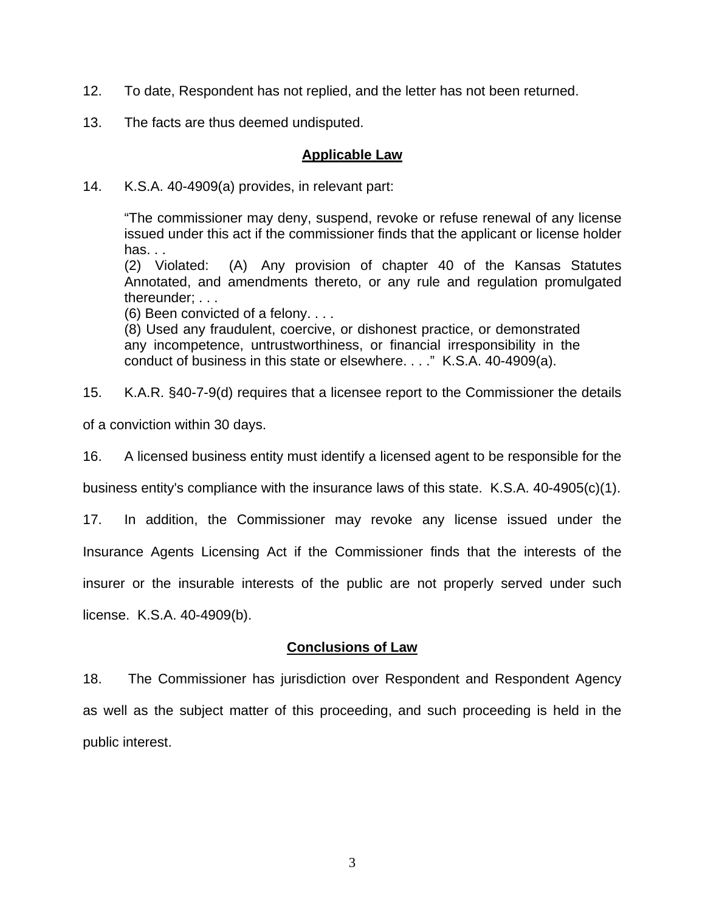12. To date, Respondent has not replied, and the letter has not been returned.

13. The facts are thus deemed undisputed.

## Applicable Law

14. K.S.A. 40-4909(a) provides, in relevant part:

> "The commissioner may deny, suspend, revoke or refuse renewal of any license issued under this act if the commissioner finds that the applicant or license holder has. . .
> (2) Violated: (A) Any provision of chapter 40 of the Kansas Statutes Annotated, and amendments thereto, or any rule and regulation promulgated thereunder; . . .
> (6) Been convicted of a felony. . . .
> (8) Used any fraudulent, coercive, or dishonest practice, or demonstrated any incompetence, untrustworthiness, or financial irresponsibility in the conduct of business in this state or elsewhere. . . ." K.S.A. 40-4909(a).

15. K.A.R. §40-7-9(d) requires that a licensee report to the Commissioner the details of a conviction within 30 days.

16. A licensed business entity must identify a licensed agent to be responsible for the business entity's compliance with the insurance laws of this state. K.S.A. 40-4905(c)(1).

17. In addition, the Commissioner may revoke any license issued under the Insurance Agents Licensing Act if the Commissioner finds that the interests of the insurer or the insurable interests of the public are not properly served under such license. K.S.A. 40-4909(b).

## Conclusions of Law

18. The Commissioner has jurisdiction over Respondent and Respondent Agency as well as the subject matter of this proceeding, and such proceeding is held in the public interest.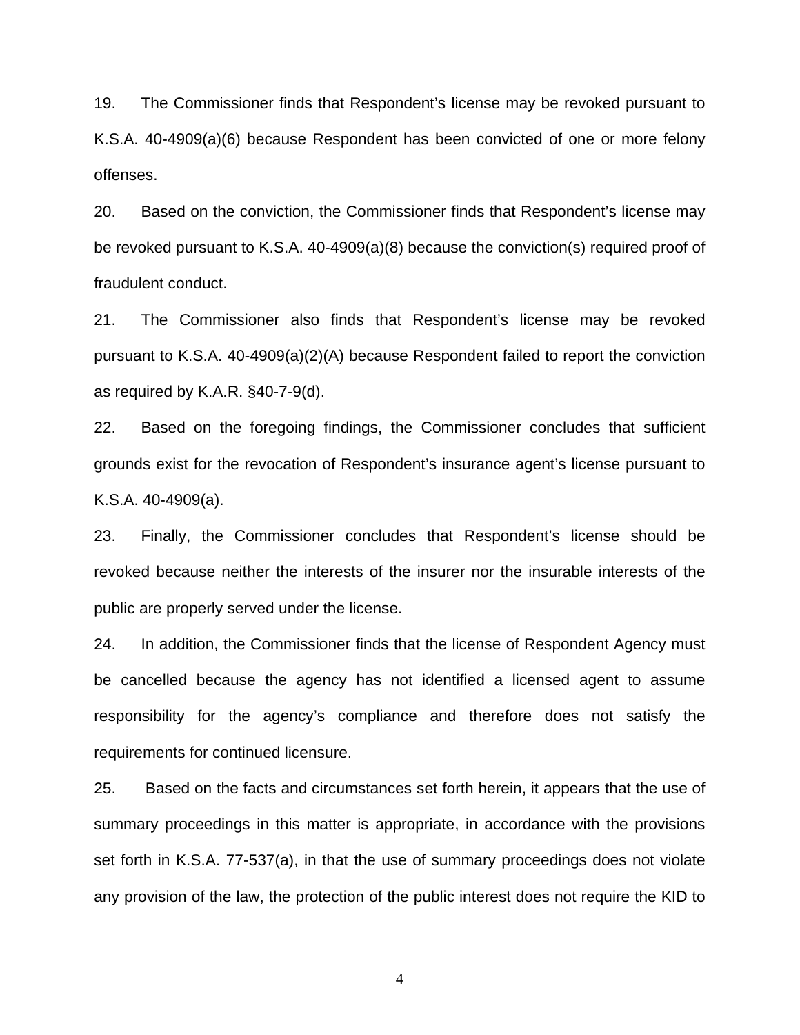19. The Commissioner finds that Respondent's license may be revoked pursuant to K.S.A. 40-4909(a)(6) because Respondent has been convicted of one or more felony offenses.

20. Based on the conviction, the Commissioner finds that Respondent's license may be revoked pursuant to K.S.A. 40-4909(a)(8) because the conviction(s) required proof of fraudulent conduct.

21. The Commissioner also finds that Respondent's license may be revoked pursuant to K.S.A. 40-4909(a)(2)(A) because Respondent failed to report the conviction as required by K.A.R. §40-7-9(d).

22. Based on the foregoing findings, the Commissioner concludes that sufficient grounds exist for the revocation of Respondent's insurance agent's license pursuant to K.S.A. 40-4909(a).

23. Finally, the Commissioner concludes that Respondent's license should be revoked because neither the interests of the insurer nor the insurable interests of the public are properly served under the license.

24. In addition, the Commissioner finds that the license of Respondent Agency must be cancelled because the agency has not identified a licensed agent to assume responsibility for the agency's compliance and therefore does not satisfy the requirements for continued licensure.

25. Based on the facts and circumstances set forth herein, it appears that the use of summary proceedings in this matter is appropriate, in accordance with the provisions set forth in K.S.A. 77-537(a), in that the use of summary proceedings does not violate any provision of the law, the protection of the public interest does not require the KID to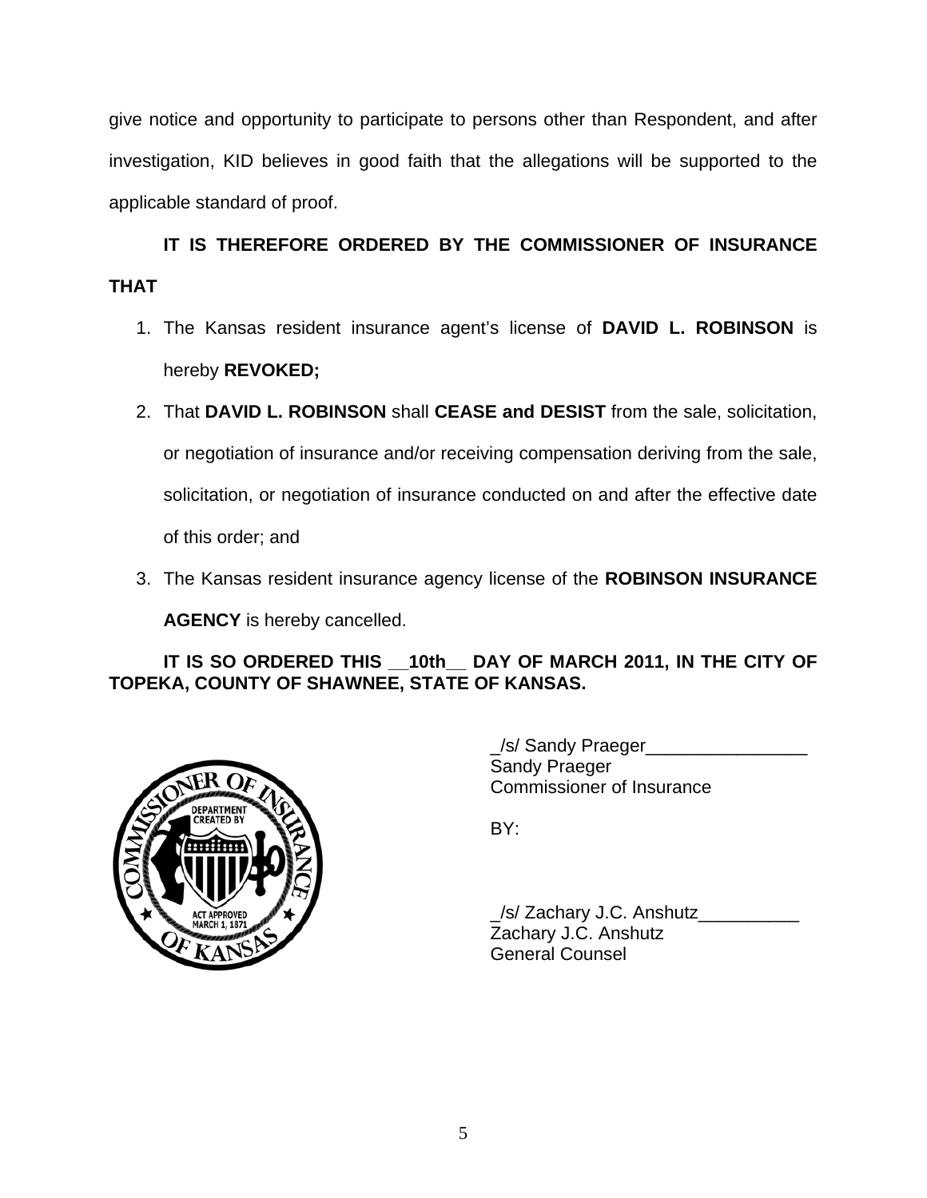give notice and opportunity to participate to persons other than Respondent, and after investigation, KID believes in good faith that the allegations will be supported to the applicable standard of proof.

**IT IS THEREFORE ORDERED BY THE COMMISSIONER OF INSURANCE THAT**

1. The Kansas resident insurance agent's license of **DAVID L. ROBINSON** is hereby **REVOKED;**
2. That **DAVID L. ROBINSON** shall **CEASE and DESIST** from the sale, solicitation, or negotiation of insurance and/or receiving compensation deriving from the sale, solicitation, or negotiation of insurance conducted on and after the effective date of this order; and
3. The Kansas resident insurance agency license of the **ROBINSON INSURANCE AGENCY** is hereby cancelled.

**IT IS SO ORDERED THIS __10th__ DAY OF MARCH 2011, IN THE CITY OF TOPEKA, COUNTY OF SHAWNEE, STATE OF KANSAS.**

_/s/ Sandy Praeger________________
Sandy Praeger
Commissioner of Insurance

BY:

_/s/ Zachary J.C. Anshutz__________
Zachary J.C. Anshutz
General Counsel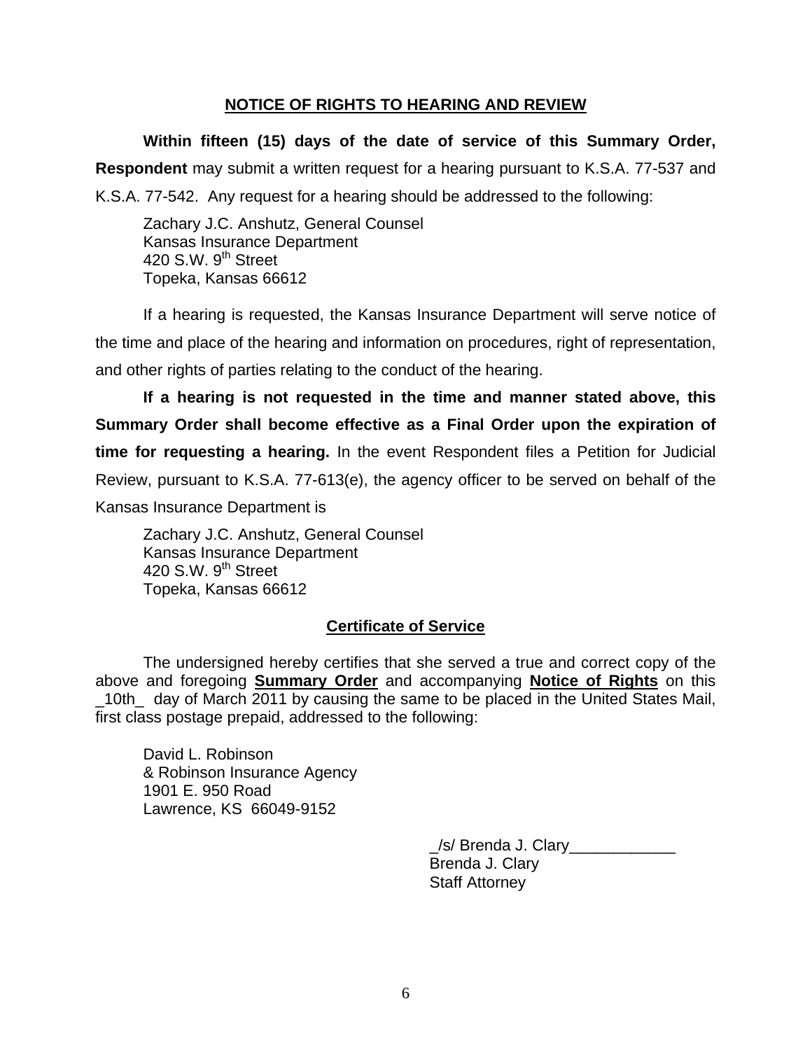## NOTICE OF RIGHTS TO HEARING AND REVIEW

**Within fifteen (15) days of the date of service of this Summary Order, Respondent** may submit a written request for a hearing pursuant to K.S.A. 77-537 and K.S.A. 77-542. Any request for a hearing should be addressed to the following:

Zachary J.C. Anshutz, General Counsel
Kansas Insurance Department
420 S.W. 9th Street
Topeka, Kansas 66612

If a hearing is requested, the Kansas Insurance Department will serve notice of the time and place of the hearing and information on procedures, right of representation, and other rights of parties relating to the conduct of the hearing.

**If a hearing is not requested in the time and manner stated above, this Summary Order shall become effective as a Final Order upon the expiration of time for requesting a hearing.** In the event Respondent files a Petition for Judicial Review, pursuant to K.S.A. 77-613(e), the agency officer to be served on behalf of the Kansas Insurance Department is

Zachary J.C. Anshutz, General Counsel
Kansas Insurance Department
420 S.W. 9th Street
Topeka, Kansas 66612

## Certificate of Service

The undersigned hereby certifies that she served a true and correct copy of the above and foregoing **Summary Order** and accompanying **Notice of Rights** on this _10th_ day of March 2011 by causing the same to be placed in the United States Mail, first class postage prepaid, addressed to the following:

David L. Robinson
& Robinson Insurance Agency
1901 E. 950 Road
Lawrence, KS 66049-9152

_/s/ Brenda J. Clary____________
Brenda J. Clary
Staff Attorney